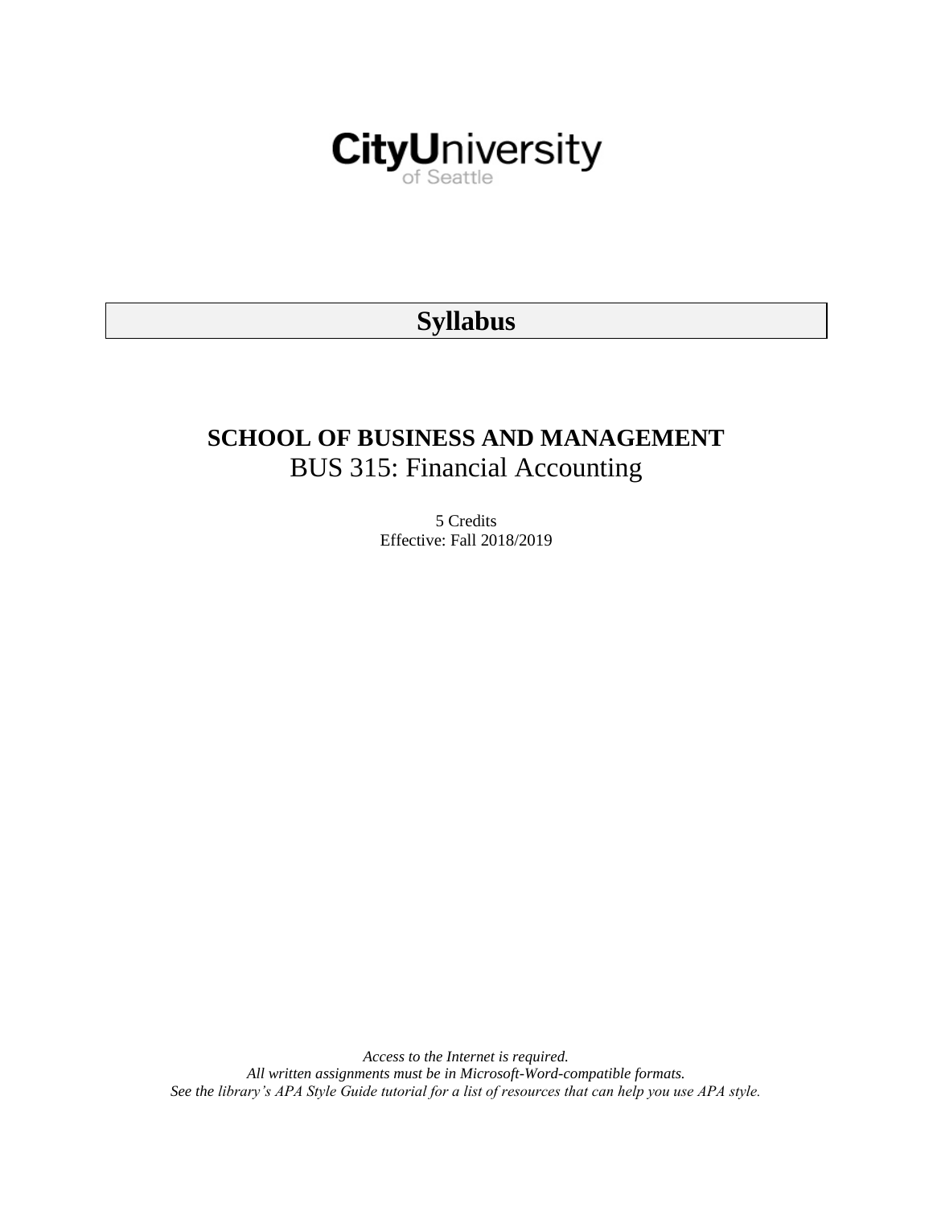CityUniversity of Seattle

# Syllabus

## SCHOOL OF BUSINESS AND MANAGEMENT

BUS 315: Financial Accounting

5 Credits
Effective: Fall 2018/2019

*Access to the Internet is required.*
*All written assignments must be in Microsoft-Word-compatible formats.*
*See the library's APA Style Guide tutorial for a list of resources that can help you use APA style.*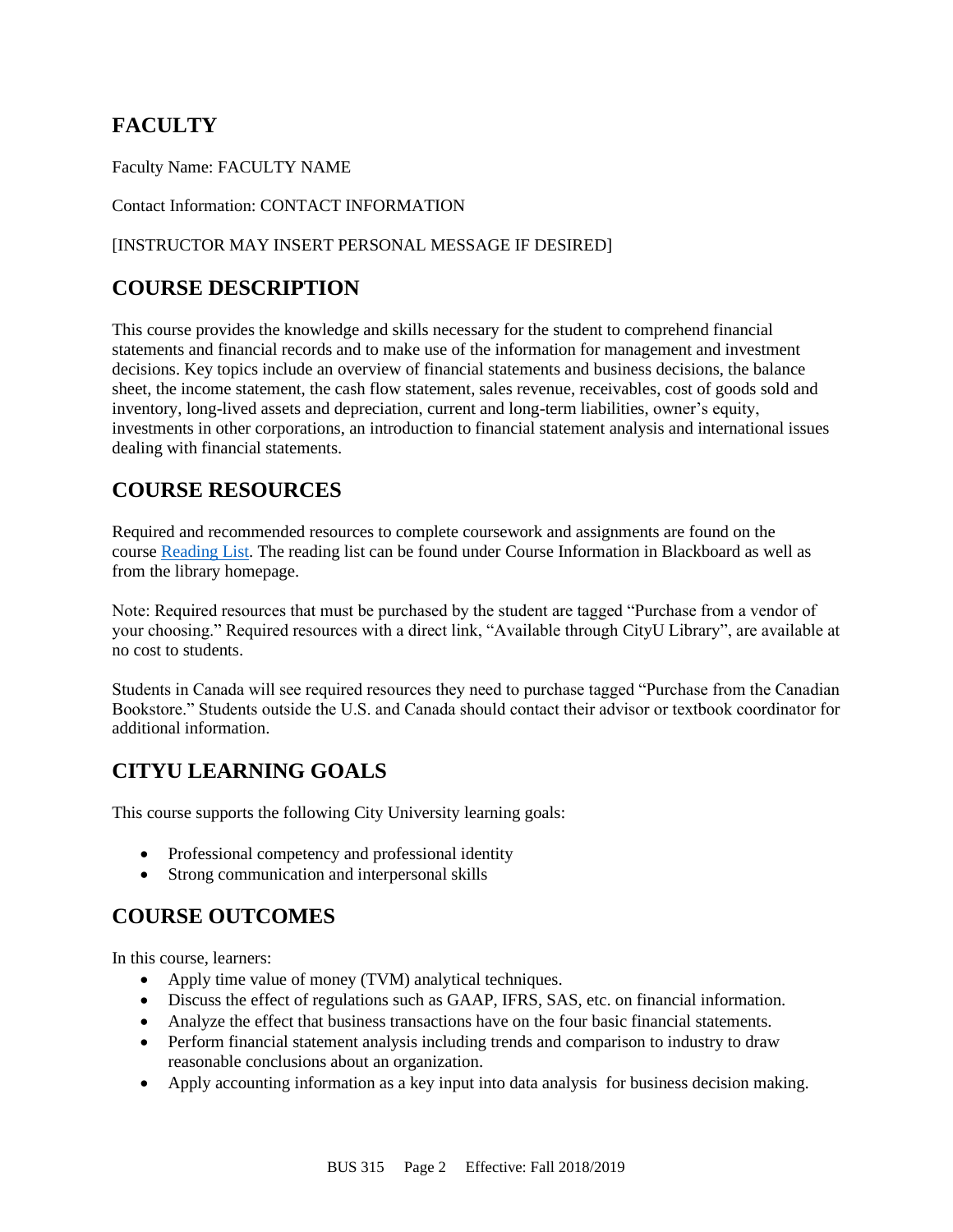## FACULTY

Faculty Name: FACULTY NAME

Contact Information: CONTACT INFORMATION

[INSTRUCTOR MAY INSERT PERSONAL MESSAGE IF DESIRED]

## COURSE DESCRIPTION

This course provides the knowledge and skills necessary for the student to comprehend financial statements and financial records and to make use of the information for management and investment decisions. Key topics include an overview of financial statements and business decisions, the balance sheet, the income statement, the cash flow statement, sales revenue, receivables, cost of goods sold and inventory, long-lived assets and depreciation, current and long-term liabilities, owner's equity, investments in other corporations, an introduction to financial statement analysis and international issues dealing with financial statements.

## COURSE RESOURCES

Required and recommended resources to complete coursework and assignments are found on the course Reading List. The reading list can be found under Course Information in Blackboard as well as from the library homepage.

Note: Required resources that must be purchased by the student are tagged "Purchase from a vendor of your choosing." Required resources with a direct link, "Available through CityU Library", are available at no cost to students.

Students in Canada will see required resources they need to purchase tagged "Purchase from the Canadian Bookstore." Students outside the U.S. and Canada should contact their advisor or textbook coordinator for additional information.

## CITYU LEARNING GOALS

This course supports the following City University learning goals:

- Professional competency and professional identity
- Strong communication and interpersonal skills

## COURSE OUTCOMES

In this course, learners:

- Apply time value of money (TVM) analytical techniques.
- Discuss the effect of regulations such as GAAP, IFRS, SAS, etc. on financial information.
- Analyze the effect that business transactions have on the four basic financial statements.
- Perform financial statement analysis including trends and comparison to industry to draw reasonable conclusions about an organization.
- Apply accounting information as a key input into data analysis for business decision making.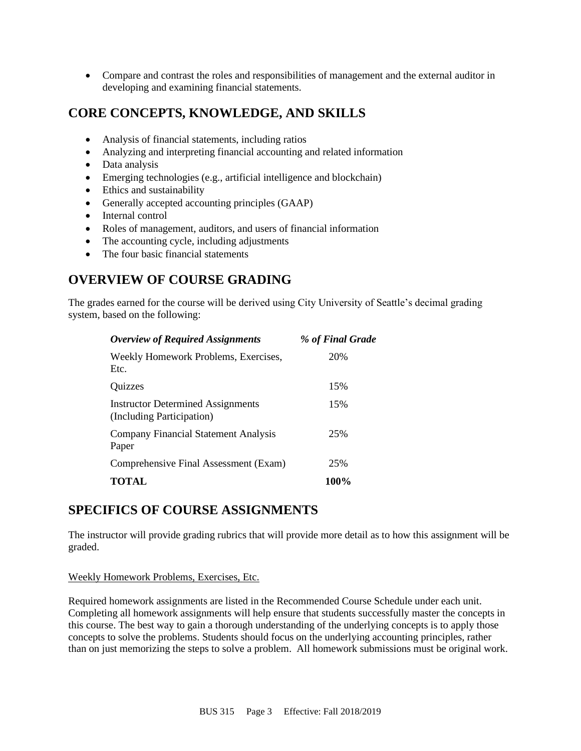- Compare and contrast the roles and responsibilities of management and the external auditor in developing and examining financial statements.

## CORE CONCEPTS, KNOWLEDGE, AND SKILLS

- Analysis of financial statements, including ratios
- Analyzing and interpreting financial accounting and related information
- Data analysis
- Emerging technologies (e.g., artificial intelligence and blockchain)
- Ethics and sustainability
- Generally accepted accounting principles (GAAP)
- Internal control
- Roles of management, auditors, and users of financial information
- The accounting cycle, including adjustments
- The four basic financial statements

## OVERVIEW OF COURSE GRADING

The grades earned for the course will be derived using City University of Seattle's decimal grading system, based on the following:

| *Overview of Required Assignments* | *% of Final Grade* |
|---|---|
| Weekly Homework Problems, Exercises, Etc. | 20% |
| Quizzes | 15% |
| Instructor Determined Assignments (Including Participation) | 15% |
| Company Financial Statement Analysis Paper | 25% |
| Comprehensive Final Assessment (Exam) | 25% |
| **TOTAL** | **100%** |

## SPECIFICS OF COURSE ASSIGNMENTS

The instructor will provide grading rubrics that will provide more detail as to how this assignment will be graded.

<u>Weekly Homework Problems, Exercises, Etc.</u>

Required homework assignments are listed in the Recommended Course Schedule under each unit. Completing all homework assignments will help ensure that students successfully master the concepts in this course. The best way to gain a thorough understanding of the underlying concepts is to apply those concepts to solve the problems. Students should focus on the underlying accounting principles, rather than on just memorizing the steps to solve a problem. All homework submissions must be original work.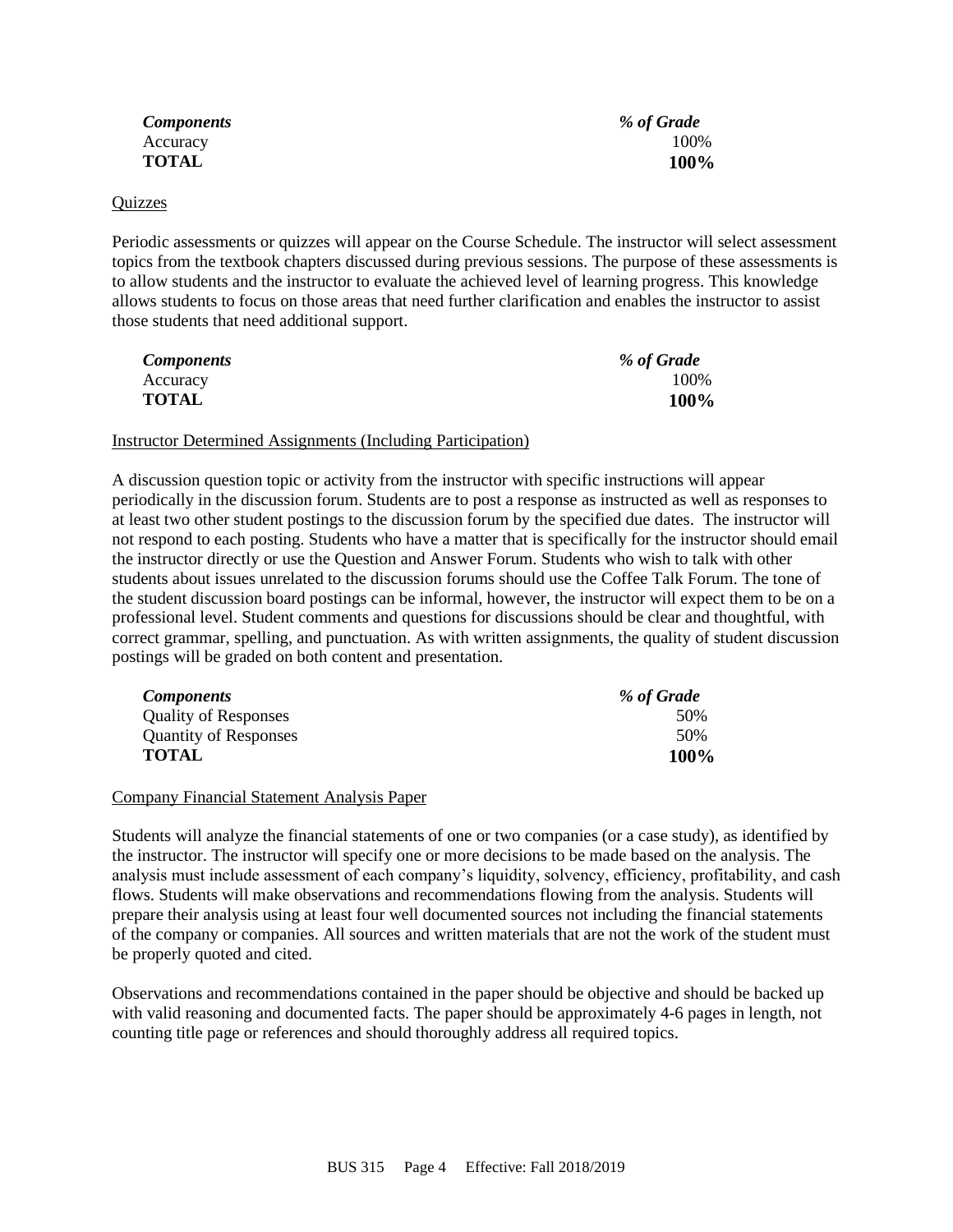| *Components* | *% of Grade* |
|---|---|
| Accuracy | 100% |
| **TOTAL** | **100%** |

Quizzes

Periodic assessments or quizzes will appear on the Course Schedule. The instructor will select assessment topics from the textbook chapters discussed during previous sessions. The purpose of these assessments is to allow students and the instructor to evaluate the achieved level of learning progress. This knowledge allows students to focus on those areas that need further clarification and enables the instructor to assist those students that need additional support.

| *Components* | *% of Grade* |
|---|---|
| Accuracy | 100% |
| **TOTAL** | **100%** |

Instructor Determined Assignments (Including Participation)

A discussion question topic or activity from the instructor with specific instructions will appear periodically in the discussion forum. Students are to post a response as instructed as well as responses to at least two other student postings to the discussion forum by the specified due dates. The instructor will not respond to each posting. Students who have a matter that is specifically for the instructor should email the instructor directly or use the Question and Answer Forum. Students who wish to talk with other students about issues unrelated to the discussion forums should use the Coffee Talk Forum. The tone of the student discussion board postings can be informal, however, the instructor will expect them to be on a professional level. Student comments and questions for discussions should be clear and thoughtful, with correct grammar, spelling, and punctuation. As with written assignments, the quality of student discussion postings will be graded on both content and presentation.

| *Components* | *% of Grade* |
|---|---|
| Quality of Responses | 50% |
| Quantity of Responses | 50% |
| **TOTAL** | **100%** |

Company Financial Statement Analysis Paper

Students will analyze the financial statements of one or two companies (or a case study), as identified by the instructor. The instructor will specify one or more decisions to be made based on the analysis. The analysis must include assessment of each company's liquidity, solvency, efficiency, profitability, and cash flows. Students will make observations and recommendations flowing from the analysis. Students will prepare their analysis using at least four well documented sources not including the financial statements of the company or companies. All sources and written materials that are not the work of the student must be properly quoted and cited.

Observations and recommendations contained in the paper should be objective and should be backed up with valid reasoning and documented facts. The paper should be approximately 4-6 pages in length, not counting title page or references and should thoroughly address all required topics.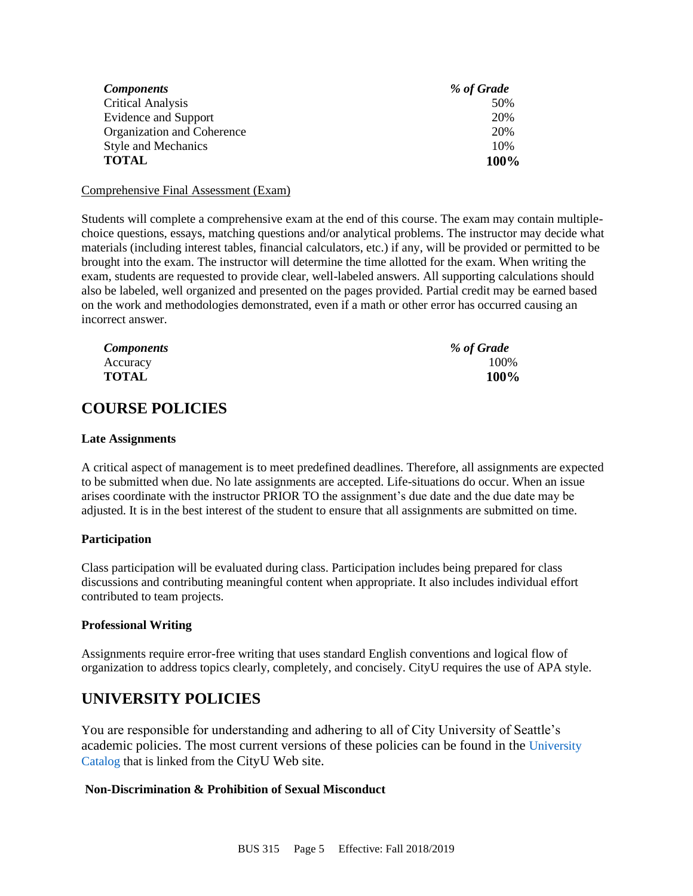| *Components* | *% of Grade* |
|---|---|
| Critical Analysis | 50% |
| Evidence and Support | 20% |
| Organization and Coherence | 20% |
| Style and Mechanics | 10% |
| **TOTAL** | **100%** |

Comprehensive Final Assessment (Exam)

Students will complete a comprehensive exam at the end of this course. The exam may contain multiple-choice questions, essays, matching questions and/or analytical problems. The instructor may decide what materials (including interest tables, financial calculators, etc.) if any, will be provided or permitted to be brought into the exam. The instructor will determine the time allotted for the exam. When writing the exam, students are requested to provide clear, well-labeled answers. All supporting calculations should also be labeled, well organized and presented on the pages provided. Partial credit may be earned based on the work and methodologies demonstrated, even if a math or other error has occurred causing an incorrect answer.

| *Components* | *% of Grade* |
|---|---|
| Accuracy | 100% |
| **TOTAL** | **100%** |

## COURSE POLICIES

**Late Assignments**

A critical aspect of management is to meet predefined deadlines. Therefore, all assignments are expected to be submitted when due. No late assignments are accepted. Life-situations do occur. When an issue arises coordinate with the instructor PRIOR TO the assignment's due date and the due date may be adjusted. It is in the best interest of the student to ensure that all assignments are submitted on time.

**Participation**

Class participation will be evaluated during class. Participation includes being prepared for class discussions and contributing meaningful content when appropriate. It also includes individual effort contributed to team projects.

**Professional Writing**

Assignments require error-free writing that uses standard English conventions and logical flow of organization to address topics clearly, completely, and concisely. CityU requires the use of APA style.

## UNIVERSITY POLICIES

You are responsible for understanding and adhering to all of City University of Seattle's academic policies. The most current versions of these policies can be found in the University Catalog that is linked from the CityU Web site.

**Non-Discrimination & Prohibition of Sexual Misconduct**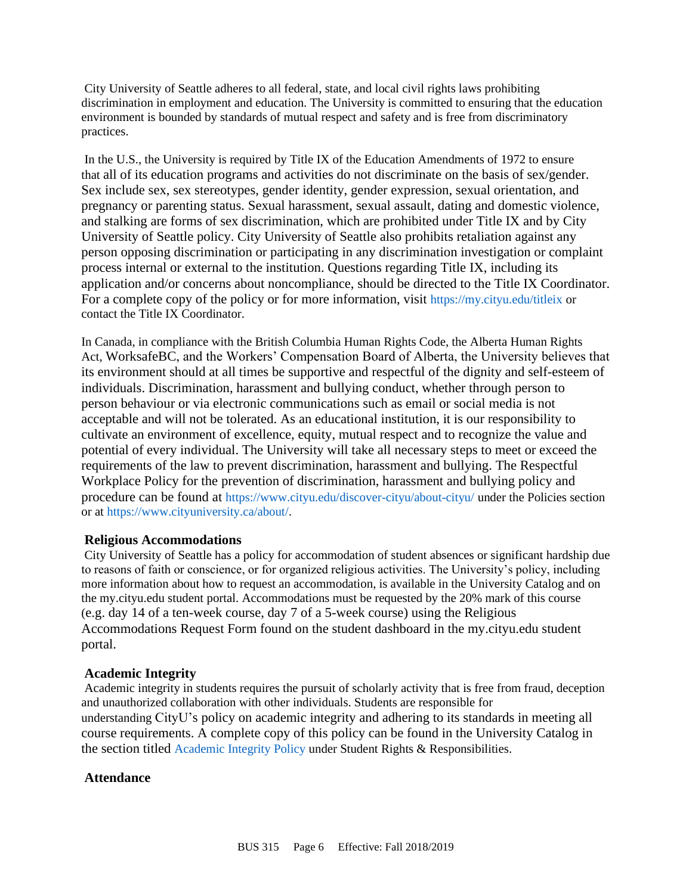City University of Seattle adheres to all federal, state, and local civil rights laws prohibiting discrimination in employment and education. The University is committed to ensuring that the education environment is bounded by standards of mutual respect and safety and is free from discriminatory practices.

In the U.S., the University is required by Title IX of the Education Amendments of 1972 to ensure that all of its education programs and activities do not discriminate on the basis of sex/gender. Sex include sex, sex stereotypes, gender identity, gender expression, sexual orientation, and pregnancy or parenting status. Sexual harassment, sexual assault, dating and domestic violence, and stalking are forms of sex discrimination, which are prohibited under Title IX and by City University of Seattle policy. City University of Seattle also prohibits retaliation against any person opposing discrimination or participating in any discrimination investigation or complaint process internal or external to the institution. Questions regarding Title IX, including its application and/or concerns about noncompliance, should be directed to the Title IX Coordinator. For a complete copy of the policy or for more information, visit https://my.cityu.edu/titleix or contact the Title IX Coordinator.

In Canada, in compliance with the British Columbia Human Rights Code, the Alberta Human Rights Act, WorksafeBC, and the Workers' Compensation Board of Alberta, the University believes that its environment should at all times be supportive and respectful of the dignity and self-esteem of individuals. Discrimination, harassment and bullying conduct, whether through person to person behaviour or via electronic communications such as email or social media is not acceptable and will not be tolerated. As an educational institution, it is our responsibility to cultivate an environment of excellence, equity, mutual respect and to recognize the value and potential of every individual. The University will take all necessary steps to meet or exceed the requirements of the law to prevent discrimination, harassment and bullying. The Respectful Workplace Policy for the prevention of discrimination, harassment and bullying policy and procedure can be found at https://www.cityu.edu/discover-cityu/about-cityu/ under the Policies section or at https://www.cityuniversity.ca/about/.

### Religious Accommodations

City University of Seattle has a policy for accommodation of student absences or significant hardship due to reasons of faith or conscience, or for organized religious activities. The University's policy, including more information about how to request an accommodation, is available in the University Catalog and on the my.cityu.edu student portal. Accommodations must be requested by the 20% mark of this course (e.g. day 14 of a ten-week course, day 7 of a 5-week course) using the Religious Accommodations Request Form found on the student dashboard in the my.cityu.edu student portal.

### Academic Integrity

Academic integrity in students requires the pursuit of scholarly activity that is free from fraud, deception and unauthorized collaboration with other individuals. Students are responsible for understanding CityU's policy on academic integrity and adhering to its standards in meeting all course requirements. A complete copy of this policy can be found in the University Catalog in the section titled Academic Integrity Policy under Student Rights & Responsibilities.

### Attendance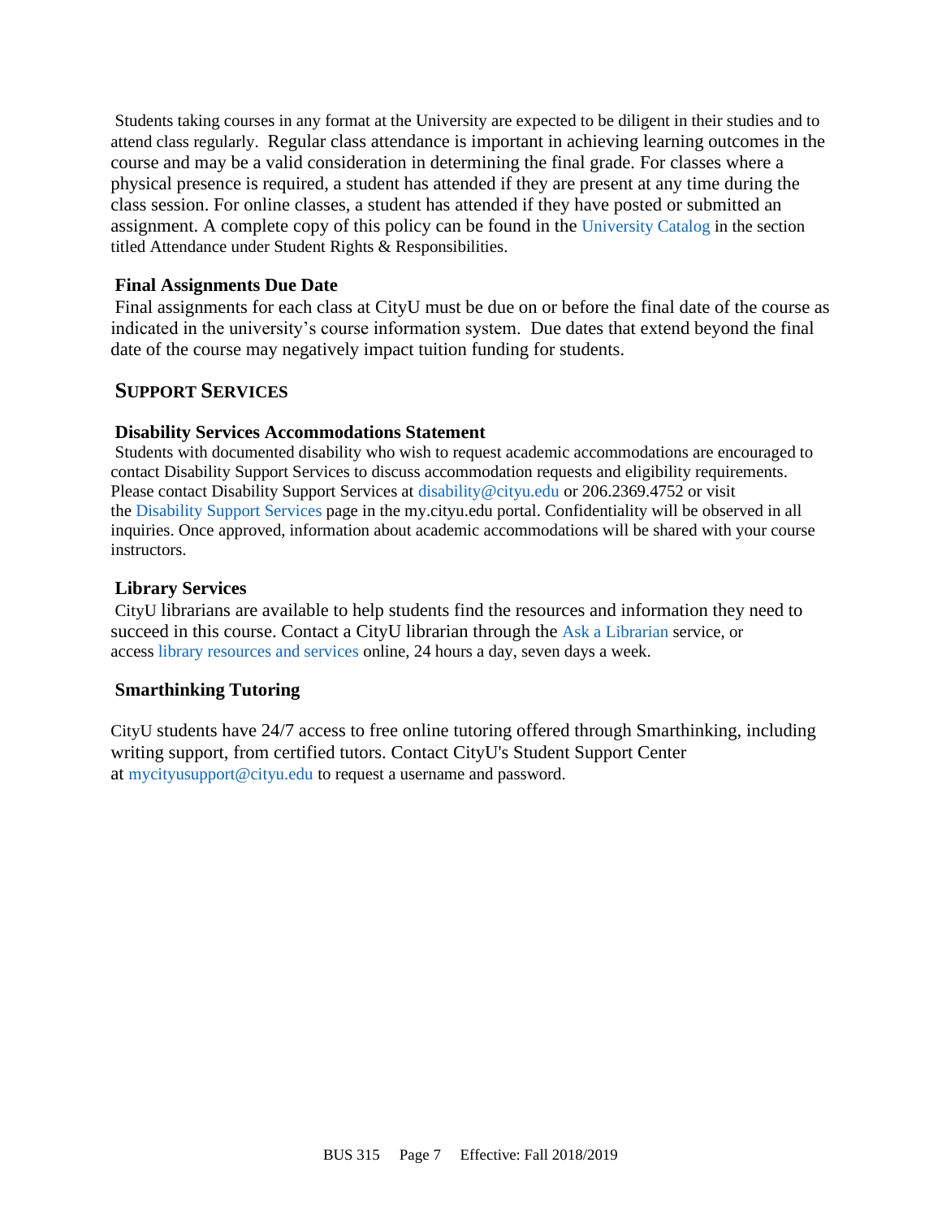Students taking courses in any format at the University are expected to be diligent in their studies and to attend class regularly. Regular class attendance is important in achieving learning outcomes in the course and may be a valid consideration in determining the final grade. For classes where a physical presence is required, a student has attended if they are present at any time during the class session. For online classes, a student has attended if they have posted or submitted an assignment. A complete copy of this policy can be found in the University Catalog in the section titled Attendance under Student Rights & Responsibilities.

### Final Assignments Due Date

Final assignments for each class at CityU must be due on or before the final date of the course as indicated in the university's course information system. Due dates that extend beyond the final date of the course may negatively impact tuition funding for students.

## SUPPORT SERVICES

### Disability Services Accommodations Statement

Students with documented disability who wish to request academic accommodations are encouraged to contact Disability Support Services to discuss accommodation requests and eligibility requirements. Please contact Disability Support Services at disability@cityu.edu or 206.2369.4752 or visit the Disability Support Services page in the my.cityu.edu portal. Confidentiality will be observed in all inquiries. Once approved, information about academic accommodations will be shared with your course instructors.

### Library Services

CityU librarians are available to help students find the resources and information they need to succeed in this course. Contact a CityU librarian through the Ask a Librarian service, or access library resources and services online, 24 hours a day, seven days a week.

### Smarthinking Tutoring

CityU students have 24/7 access to free online tutoring offered through Smarthinking, including writing support, from certified tutors. Contact CityU's Student Support Center at mycityusupport@cityu.edu to request a username and password.